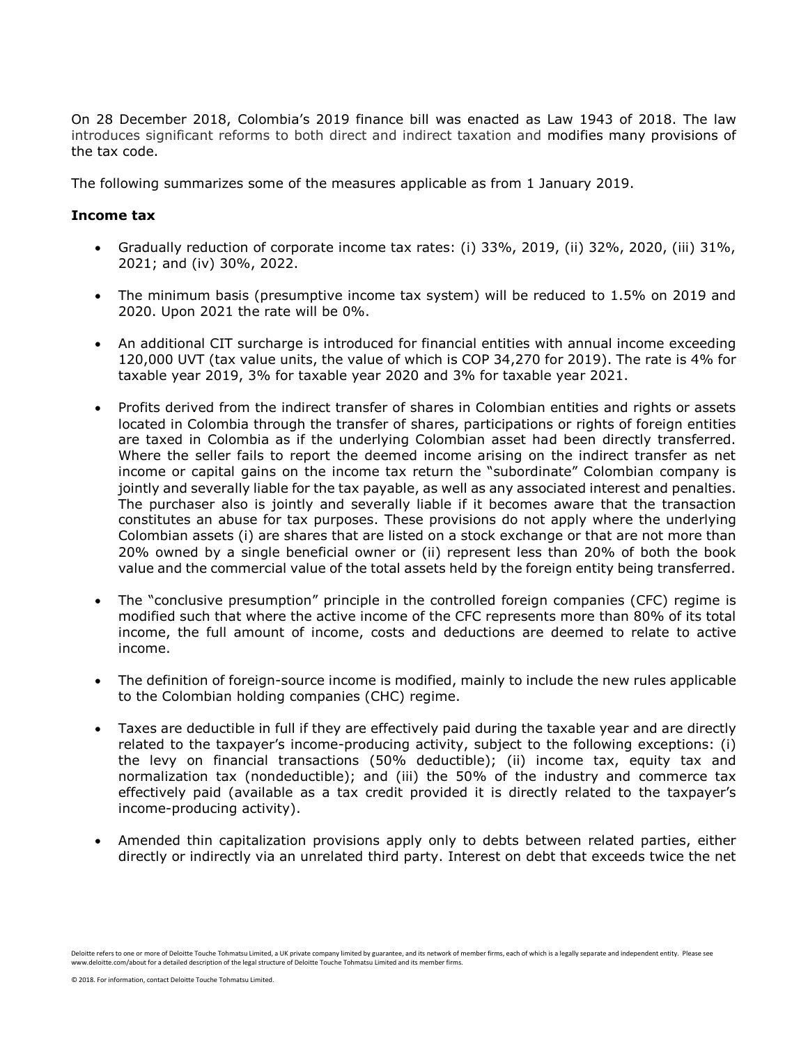On 28 December 2018, Colombia's 2019 finance bill was enacted as Law 1943 of 2018. The law introduces significant reforms to both direct and indirect taxation and modifies many provisions of the tax code.

The following summarizes some of the measures applicable as from 1 January 2019.

**Income tax**

- Gradually reduction of corporate income tax rates: (i) 33%, 2019, (ii) 32%, 2020, (iii) 31%, 2021; and (iv) 30%, 2022.

- The minimum basis (presumptive income tax system) will be reduced to 1.5% on 2019 and 2020. Upon 2021 the rate will be 0%.

- An additional CIT surcharge is introduced for financial entities with annual income exceeding 120,000 UVT (tax value units, the value of which is COP 34,270 for 2019). The rate is 4% for taxable year 2019, 3% for taxable year 2020 and 3% for taxable year 2021.

- Profits derived from the indirect transfer of shares in Colombian entities and rights or assets located in Colombia through the transfer of shares, participations or rights of foreign entities are taxed in Colombia as if the underlying Colombian asset had been directly transferred. Where the seller fails to report the deemed income arising on the indirect transfer as net income or capital gains on the income tax return the "subordinate" Colombian company is jointly and severally liable for the tax payable, as well as any associated interest and penalties. The purchaser also is jointly and severally liable if it becomes aware that the transaction constitutes an abuse for tax purposes. These provisions do not apply where the underlying Colombian assets (i) are shares that are listed on a stock exchange or that are not more than 20% owned by a single beneficial owner or (ii) represent less than 20% of both the book value and the commercial value of the total assets held by the foreign entity being transferred.

- The "conclusive presumption" principle in the controlled foreign companies (CFC) regime is modified such that where the active income of the CFC represents more than 80% of its total income, the full amount of income, costs and deductions are deemed to relate to active income.

- The definition of foreign-source income is modified, mainly to include the new rules applicable to the Colombian holding companies (CHC) regime.

- Taxes are deductible in full if they are effectively paid during the taxable year and are directly related to the taxpayer's income-producing activity, subject to the following exceptions: (i) the levy on financial transactions (50% deductible); (ii) income tax, equity tax and normalization tax (nondeductible); and (iii) the 50% of the industry and commerce tax effectively paid (available as a tax credit provided it is directly related to the taxpayer's income-producing activity).

- Amended thin capitalization provisions apply only to debts between related parties, either directly or indirectly via an unrelated third party. Interest on debt that exceeds twice the net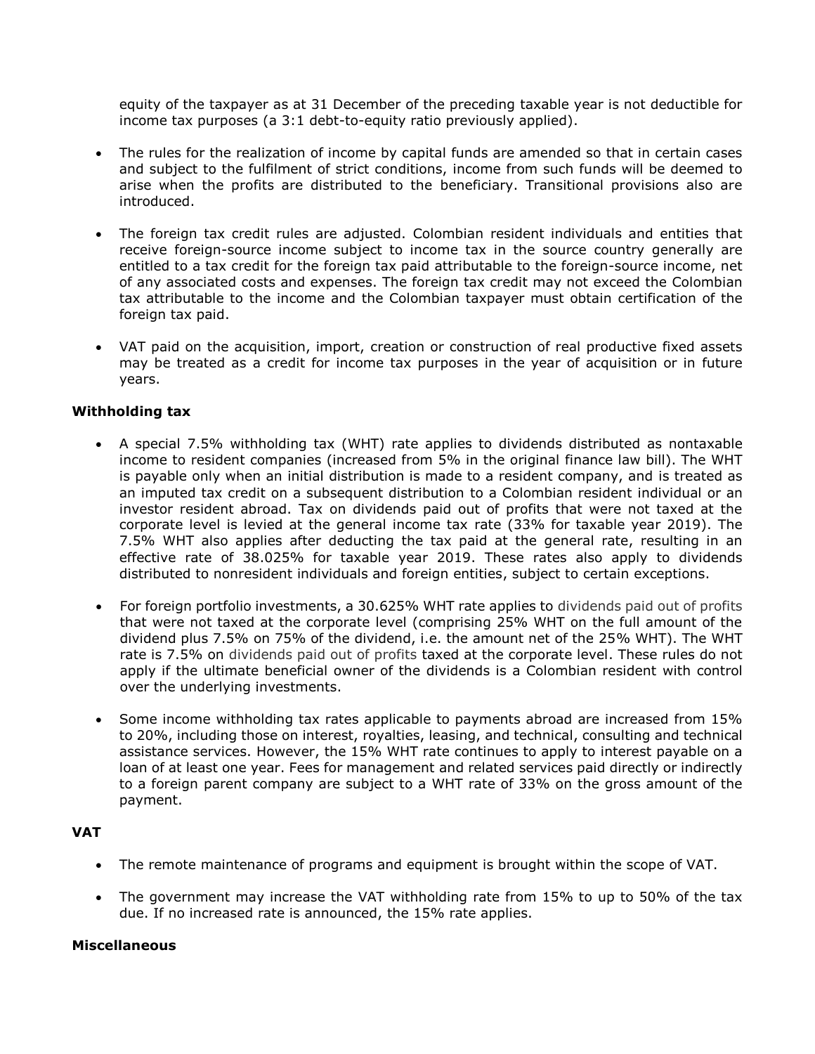equity of the taxpayer as at 31 December of the preceding taxable year is not deductible for income tax purposes (a 3:1 debt-to-equity ratio previously applied).

- The rules for the realization of income by capital funds are amended so that in certain cases and subject to the fulfilment of strict conditions, income from such funds will be deemed to arise when the profits are distributed to the beneficiary. Transitional provisions also are introduced.
- The foreign tax credit rules are adjusted. Colombian resident individuals and entities that receive foreign-source income subject to income tax in the source country generally are entitled to a tax credit for the foreign tax paid attributable to the foreign-source income, net of any associated costs and expenses. The foreign tax credit may not exceed the Colombian tax attributable to the income and the Colombian taxpayer must obtain certification of the foreign tax paid.
- VAT paid on the acquisition, import, creation or construction of real productive fixed assets may be treated as a credit for income tax purposes in the year of acquisition or in future years.

**Withholding tax**

- A special 7.5% withholding tax (WHT) rate applies to dividends distributed as nontaxable income to resident companies (increased from 5% in the original finance law bill). The WHT is payable only when an initial distribution is made to a resident company, and is treated as an imputed tax credit on a subsequent distribution to a Colombian resident individual or an investor resident abroad. Tax on dividends paid out of profits that were not taxed at the corporate level is levied at the general income tax rate (33% for taxable year 2019). The 7.5% WHT also applies after deducting the tax paid at the general rate, resulting in an effective rate of 38.025% for taxable year 2019. These rates also apply to dividends distributed to nonresident individuals and foreign entities, subject to certain exceptions.
- For foreign portfolio investments, a 30.625% WHT rate applies to dividends paid out of profits that were not taxed at the corporate level (comprising 25% WHT on the full amount of the dividend plus 7.5% on 75% of the dividend, i.e. the amount net of the 25% WHT). The WHT rate is 7.5% on dividends paid out of profits taxed at the corporate level. These rules do not apply if the ultimate beneficial owner of the dividends is a Colombian resident with control over the underlying investments.
- Some income withholding tax rates applicable to payments abroad are increased from 15% to 20%, including those on interest, royalties, leasing, and technical, consulting and technical assistance services. However, the 15% WHT rate continues to apply to interest payable on a loan of at least one year. Fees for management and related services paid directly or indirectly to a foreign parent company are subject to a WHT rate of 33% on the gross amount of the payment.

**VAT**

- The remote maintenance of programs and equipment is brought within the scope of VAT.
- The government may increase the VAT withholding rate from 15% to up to 50% of the tax due. If no increased rate is announced, the 15% rate applies.

**Miscellaneous**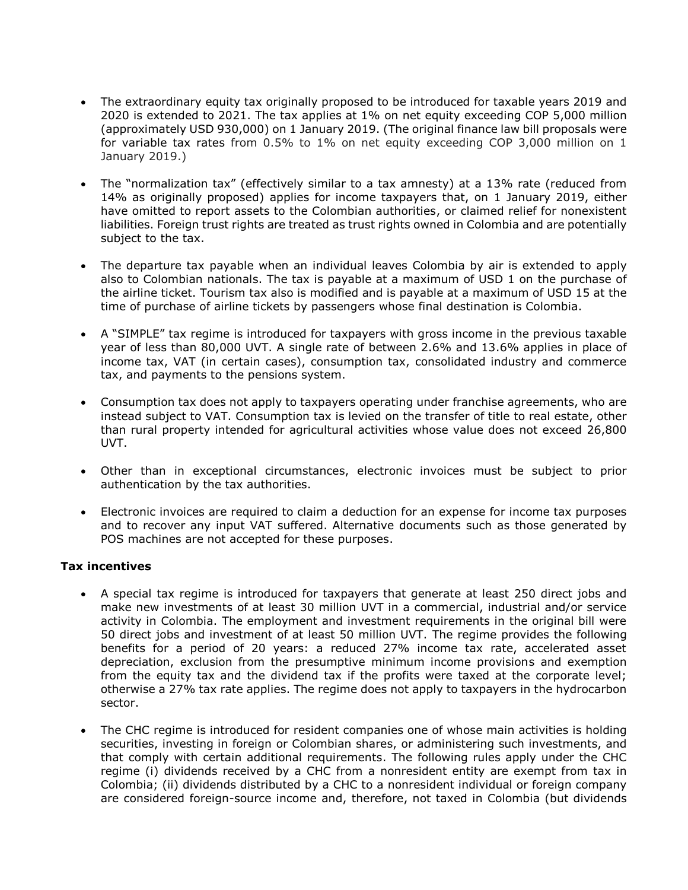- The extraordinary equity tax originally proposed to be introduced for taxable years 2019 and 2020 is extended to 2021. The tax applies at 1% on net equity exceeding COP 5,000 million (approximately USD 930,000) on 1 January 2019. (The original finance law bill proposals were for variable tax rates from 0.5% to 1% on net equity exceeding COP 3,000 million on 1 January 2019.)

- The "normalization tax" (effectively similar to a tax amnesty) at a 13% rate (reduced from 14% as originally proposed) applies for income taxpayers that, on 1 January 2019, either have omitted to report assets to the Colombian authorities, or claimed relief for nonexistent liabilities. Foreign trust rights are treated as trust rights owned in Colombia and are potentially subject to the tax.

- The departure tax payable when an individual leaves Colombia by air is extended to apply also to Colombian nationals. The tax is payable at a maximum of USD 1 on the purchase of the airline ticket. Tourism tax also is modified and is payable at a maximum of USD 15 at the time of purchase of airline tickets by passengers whose final destination is Colombia.

- A "SIMPLE" tax regime is introduced for taxpayers with gross income in the previous taxable year of less than 80,000 UVT. A single rate of between 2.6% and 13.6% applies in place of income tax, VAT (in certain cases), consumption tax, consolidated industry and commerce tax, and payments to the pensions system.

- Consumption tax does not apply to taxpayers operating under franchise agreements, who are instead subject to VAT. Consumption tax is levied on the transfer of title to real estate, other than rural property intended for agricultural activities whose value does not exceed 26,800 UVT.

- Other than in exceptional circumstances, electronic invoices must be subject to prior authentication by the tax authorities.

- Electronic invoices are required to claim a deduction for an expense for income tax purposes and to recover any input VAT suffered. Alternative documents such as those generated by POS machines are not accepted for these purposes.

**Tax incentives**

- A special tax regime is introduced for taxpayers that generate at least 250 direct jobs and make new investments of at least 30 million UVT in a commercial, industrial and/or service activity in Colombia. The employment and investment requirements in the original bill were 50 direct jobs and investment of at least 50 million UVT. The regime provides the following benefits for a period of 20 years: a reduced 27% income tax rate, accelerated asset depreciation, exclusion from the presumptive minimum income provisions and exemption from the equity tax and the dividend tax if the profits were taxed at the corporate level; otherwise a 27% tax rate applies. The regime does not apply to taxpayers in the hydrocarbon sector.

- The CHC regime is introduced for resident companies one of whose main activities is holding securities, investing in foreign or Colombian shares, or administering such investments, and that comply with certain additional requirements. The following rules apply under the CHC regime (i) dividends received by a CHC from a nonresident entity are exempt from tax in Colombia; (ii) dividends distributed by a CHC to a nonresident individual or foreign company are considered foreign-source income and, therefore, not taxed in Colombia (but dividends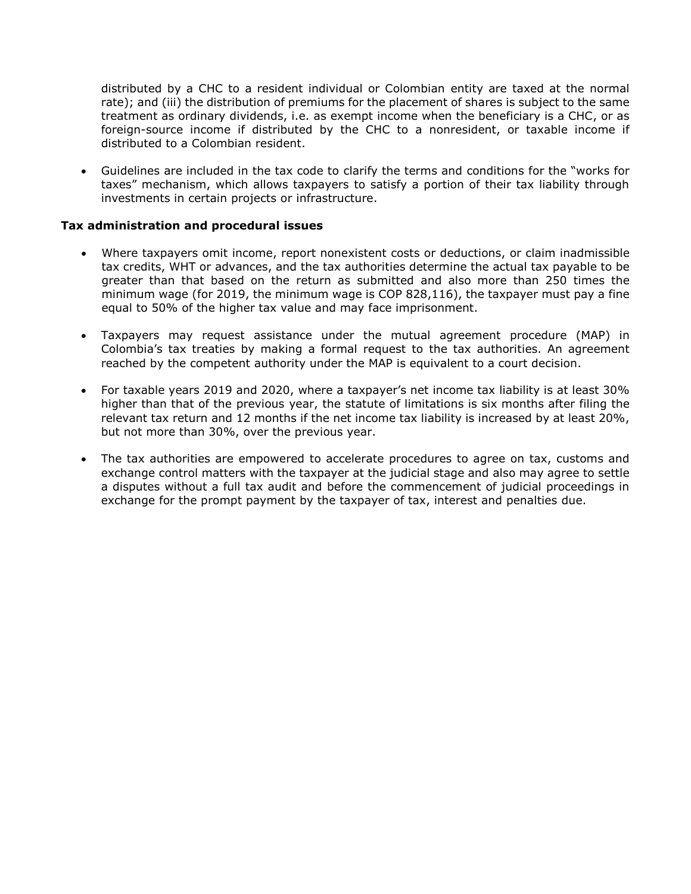distributed by a CHC to a resident individual or Colombian entity are taxed at the normal rate); and (iii) the distribution of premiums for the placement of shares is subject to the same treatment as ordinary dividends, i.e. as exempt income when the beneficiary is a CHC, or as foreign-source income if distributed by the CHC to a nonresident, or taxable income if distributed to a Colombian resident.

- Guidelines are included in the tax code to clarify the terms and conditions for the "works for taxes" mechanism, which allows taxpayers to satisfy a portion of their tax liability through investments in certain projects or infrastructure.

**Tax administration and procedural issues**

- Where taxpayers omit income, report nonexistent costs or deductions, or claim inadmissible tax credits, WHT or advances, and the tax authorities determine the actual tax payable to be greater than that based on the return as submitted and also more than 250 times the minimum wage (for 2019, the minimum wage is COP 828,116), the taxpayer must pay a fine equal to 50% of the higher tax value and may face imprisonment.

- Taxpayers may request assistance under the mutual agreement procedure (MAP) in Colombia's tax treaties by making a formal request to the tax authorities. An agreement reached by the competent authority under the MAP is equivalent to a court decision.

- For taxable years 2019 and 2020, where a taxpayer's net income tax liability is at least 30% higher than that of the previous year, the statute of limitations is six months after filing the relevant tax return and 12 months if the net income tax liability is increased by at least 20%, but not more than 30%, over the previous year.

- The tax authorities are empowered to accelerate procedures to agree on tax, customs and exchange control matters with the taxpayer at the judicial stage and also may agree to settle a disputes without a full tax audit and before the commencement of judicial proceedings in exchange for the prompt payment by the taxpayer of tax, interest and penalties due.